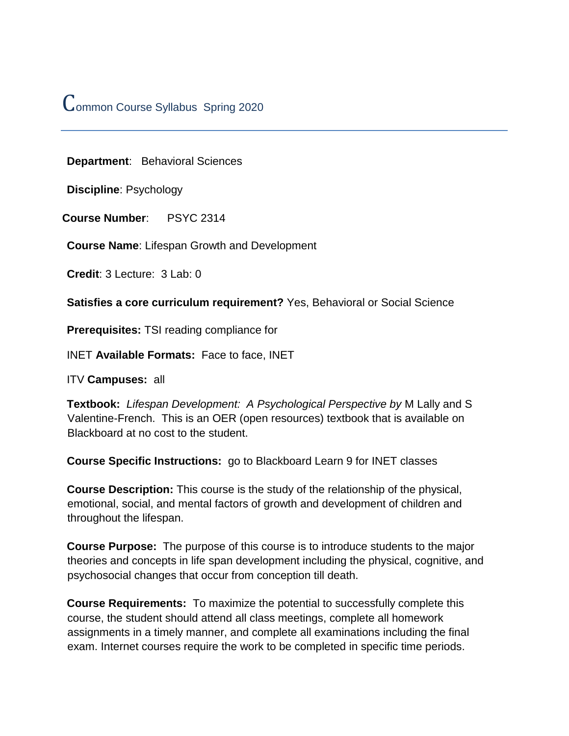# Common Course Syllabus Spring 2020

**Department**: Behavioral Sciences

**Discipline**: Psychology

**Course Number**: PSYC 2314

**Course Name**: Lifespan Growth and Development

**Credit**: 3 Lecture: 3 Lab: 0

**Satisfies a core curriculum requirement?** Yes, Behavioral or Social Science

**Prerequisites:** TSI reading compliance for

INET **Available Formats:** Face to face, INET

ITV **Campuses:** all

**Textbook:** *Lifespan Development: A Psychological Perspective by* M Lally and S Valentine-French. This is an OER (open resources) textbook that is available on Blackboard at no cost to the student.

**Course Specific Instructions:** go to Blackboard Learn 9 for INET classes

**Course Description:** This course is the study of the relationship of the physical, emotional, social, and mental factors of growth and development of children and throughout the lifespan.

**Course Purpose:** The purpose of this course is to introduce students to the major theories and concepts in life span development including the physical, cognitive, and psychosocial changes that occur from conception till death.

**Course Requirements:** To maximize the potential to successfully complete this course, the student should attend all class meetings, complete all homework assignments in a timely manner, and complete all examinations including the final exam. Internet courses require the work to be completed in specific time periods.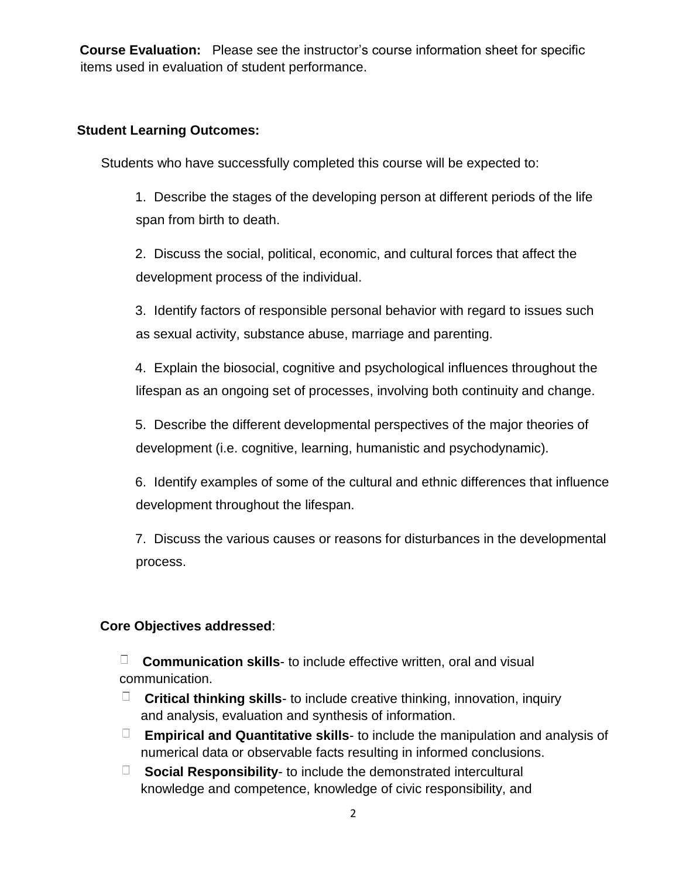**Course Evaluation:** Please see the instructor's course information sheet for specific items used in evaluation of student performance.

**Student Learning Outcomes:**

Students who have successfully completed this course will be expected to:

1. Describe the stages of the developing person at different periods of the life span from birth to death.
2. Discuss the social, political, economic, and cultural forces that affect the development process of the individual.
3. Identify factors of responsible personal behavior with regard to issues such as sexual activity, substance abuse, marriage and parenting.
4. Explain the biosocial, cognitive and psychological influences throughout the lifespan as an ongoing set of processes, involving both continuity and change.
5. Describe the different developmental perspectives of the major theories of development (i.e. cognitive, learning, humanistic and psychodynamic).
6. Identify examples of some of the cultural and ethnic differences that influence development throughout the lifespan.
7. Discuss the various causes or reasons for disturbances in the developmental process.

**Core Objectives addressed**:

- **Communication skills**- to include effective written, oral and visual communication.
- **Critical thinking skills**- to include creative thinking, innovation, inquiry and analysis, evaluation and synthesis of information.
- **Empirical and Quantitative skills**- to include the manipulation and analysis of numerical data or observable facts resulting in informed conclusions.
- **Social Responsibility**- to include the demonstrated intercultural knowledge and competence, knowledge of civic responsibility, and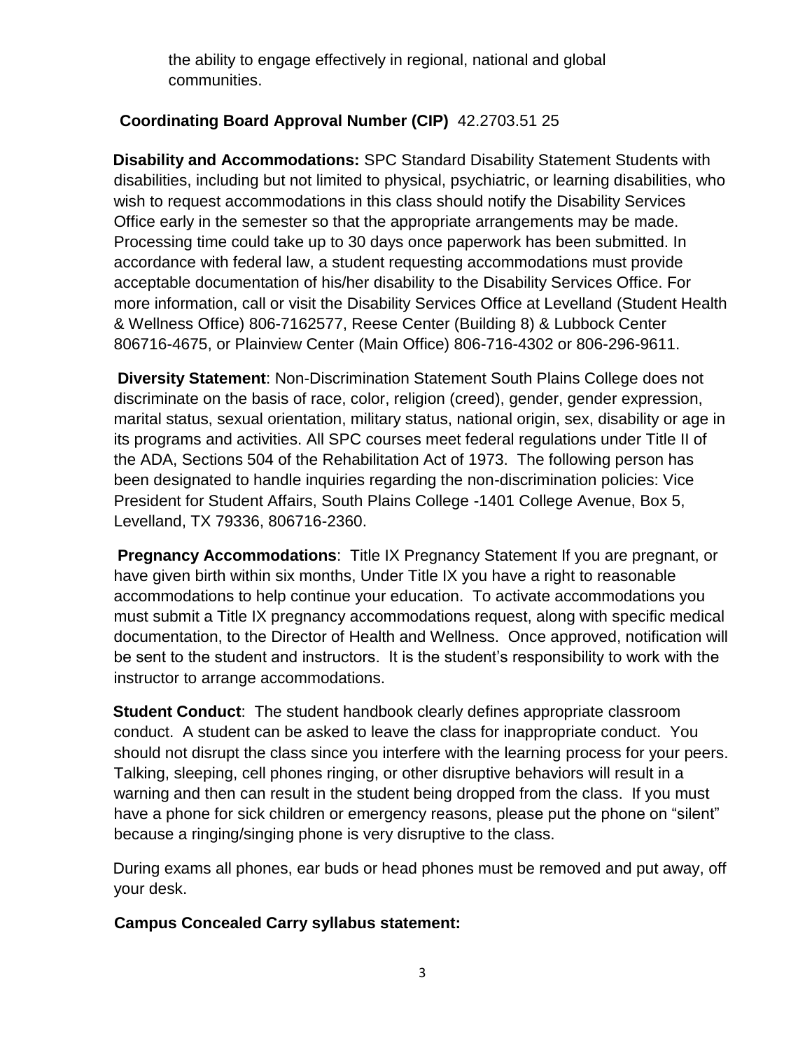the ability to engage effectively in regional, national and global communities.

**Coordinating Board Approval Number (CIP)** 42.2703.51 25

**Disability and Accommodations:** SPC Standard Disability Statement Students with disabilities, including but not limited to physical, psychiatric, or learning disabilities, who wish to request accommodations in this class should notify the Disability Services Office early in the semester so that the appropriate arrangements may be made. Processing time could take up to 30 days once paperwork has been submitted. In accordance with federal law, a student requesting accommodations must provide acceptable documentation of his/her disability to the Disability Services Office. For more information, call or visit the Disability Services Office at Levelland (Student Health & Wellness Office) 806-7162577, Reese Center (Building 8) & Lubbock Center 806716-4675, or Plainview Center (Main Office) 806-716-4302 or 806-296-9611.

**Diversity Statement**: Non-Discrimination Statement South Plains College does not discriminate on the basis of race, color, religion (creed), gender, gender expression, marital status, sexual orientation, military status, national origin, sex, disability or age in its programs and activities. All SPC courses meet federal regulations under Title II of the ADA, Sections 504 of the Rehabilitation Act of 1973. The following person has been designated to handle inquiries regarding the non-discrimination policies: Vice President for Student Affairs, South Plains College -1401 College Avenue, Box 5, Levelland, TX 79336, 806716-2360.

**Pregnancy Accommodations**: Title IX Pregnancy Statement If you are pregnant, or have given birth within six months, Under Title IX you have a right to reasonable accommodations to help continue your education. To activate accommodations you must submit a Title IX pregnancy accommodations request, along with specific medical documentation, to the Director of Health and Wellness. Once approved, notification will be sent to the student and instructors. It is the student's responsibility to work with the instructor to arrange accommodations.

**Student Conduct**: The student handbook clearly defines appropriate classroom conduct. A student can be asked to leave the class for inappropriate conduct. You should not disrupt the class since you interfere with the learning process for your peers. Talking, sleeping, cell phones ringing, or other disruptive behaviors will result in a warning and then can result in the student being dropped from the class. If you must have a phone for sick children or emergency reasons, please put the phone on "silent" because a ringing/singing phone is very disruptive to the class.

During exams all phones, ear buds or head phones must be removed and put away, off your desk.

**Campus Concealed Carry syllabus statement:**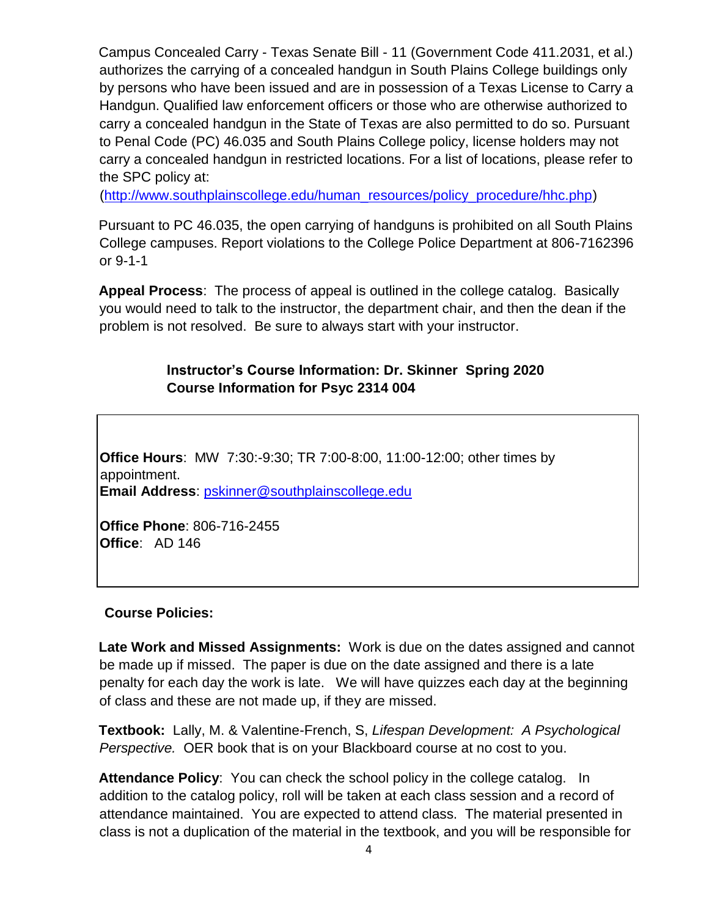Campus Concealed Carry - Texas Senate Bill - 11 (Government Code 411.2031, et al.) authorizes the carrying of a concealed handgun in South Plains College buildings only by persons who have been issued and are in possession of a Texas License to Carry a Handgun. Qualified law enforcement officers or those who are otherwise authorized to carry a concealed handgun in the State of Texas are also permitted to do so. Pursuant to Penal Code (PC) 46.035 and South Plains College policy, license holders may not carry a concealed handgun in restricted locations. For a list of locations, please refer to the SPC policy at:
(http://www.southplainscollege.edu/human_resources/policy_procedure/hhc.php)

Pursuant to PC 46.035, the open carrying of handguns is prohibited on all South Plains College campuses. Report violations to the College Police Department at 806-7162396 or 9-1-1

**Appeal Process**: The process of appeal is outlined in the college catalog. Basically you would need to talk to the instructor, the department chair, and then the dean if the problem is not resolved. Be sure to always start with your instructor.

**Instructor's Course Information: Dr. Skinner Spring 2020**
**Course Information for Psyc 2314 004**

**Office Hours**: MW 7:30:-9:30; TR 7:00-8:00, 11:00-12:00; other times by appointment.
**Email Address**: pskinner@southplainscollege.edu

**Office Phone**: 806-716-2455
**Office**: AD 146

**Course Policies:**

**Late Work and Missed Assignments:** Work is due on the dates assigned and cannot be made up if missed. The paper is due on the date assigned and there is a late penalty for each day the work is late. We will have quizzes each day at the beginning of class and these are not made up, if they are missed.

**Textbook:** Lally, M. & Valentine-French, S, *Lifespan Development: A Psychological Perspective.* OER book that is on your Blackboard course at no cost to you.

**Attendance Policy**: You can check the school policy in the college catalog. In addition to the catalog policy, roll will be taken at each class session and a record of attendance maintained. You are expected to attend class. The material presented in class is not a duplication of the material in the textbook, and you will be responsible for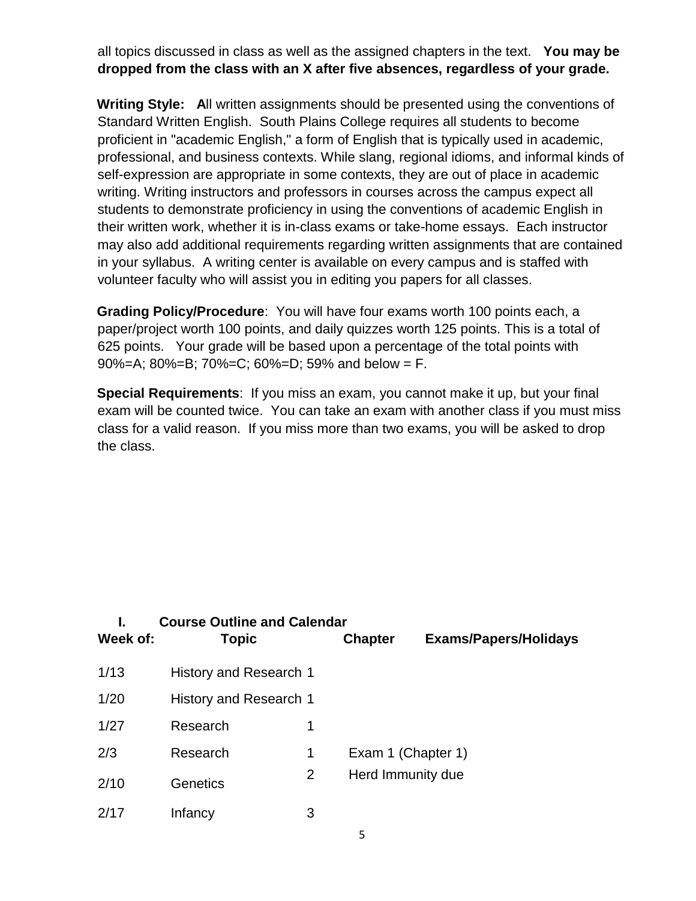all topics discussed in class as well as the assigned chapters in the text. **You may be dropped from the class with an X after five absences, regardless of your grade.**

**Writing Style: A**ll written assignments should be presented using the conventions of Standard Written English. South Plains College requires all students to become proficient in "academic English," a form of English that is typically used in academic, professional, and business contexts. While slang, regional idioms, and informal kinds of self-expression are appropriate in some contexts, they are out of place in academic writing. Writing instructors and professors in courses across the campus expect all students to demonstrate proficiency in using the conventions of academic English in their written work, whether it is in-class exams or take-home essays. Each instructor may also add additional requirements regarding written assignments that are contained in your syllabus. A writing center is available on every campus and is staffed with volunteer faculty who will assist you in editing you papers for all classes.

**Grading Policy/Procedure**: You will have four exams worth 100 points each, a paper/project worth 100 points, and daily quizzes worth 125 points. This is a total of 625 points. Your grade will be based upon a percentage of the total points with 90%=A; 80%=B; 70%=C; 60%=D; 59% and below = F.

**Special Requirements**: If you miss an exam, you cannot make it up, but your final exam will be counted twice. You can take an exam with another class if you must miss class for a valid reason. If you miss more than two exams, you will be asked to drop the class.

## I. Course Outline and Calendar

| Week of: | Topic | Chapter | Exams/Papers/Holidays |
|---|---|---|---|
| 1/13 | History and Research | 1 | |
| 1/20 | History and Research | 1 | |
| 1/27 | Research | 1 | |
| 2/3 | Research | 1 | Exam 1 (Chapter 1) |
| 2/10 | Genetics | 2 | Herd Immunity due |
| 2/17 | Infancy | 3 | |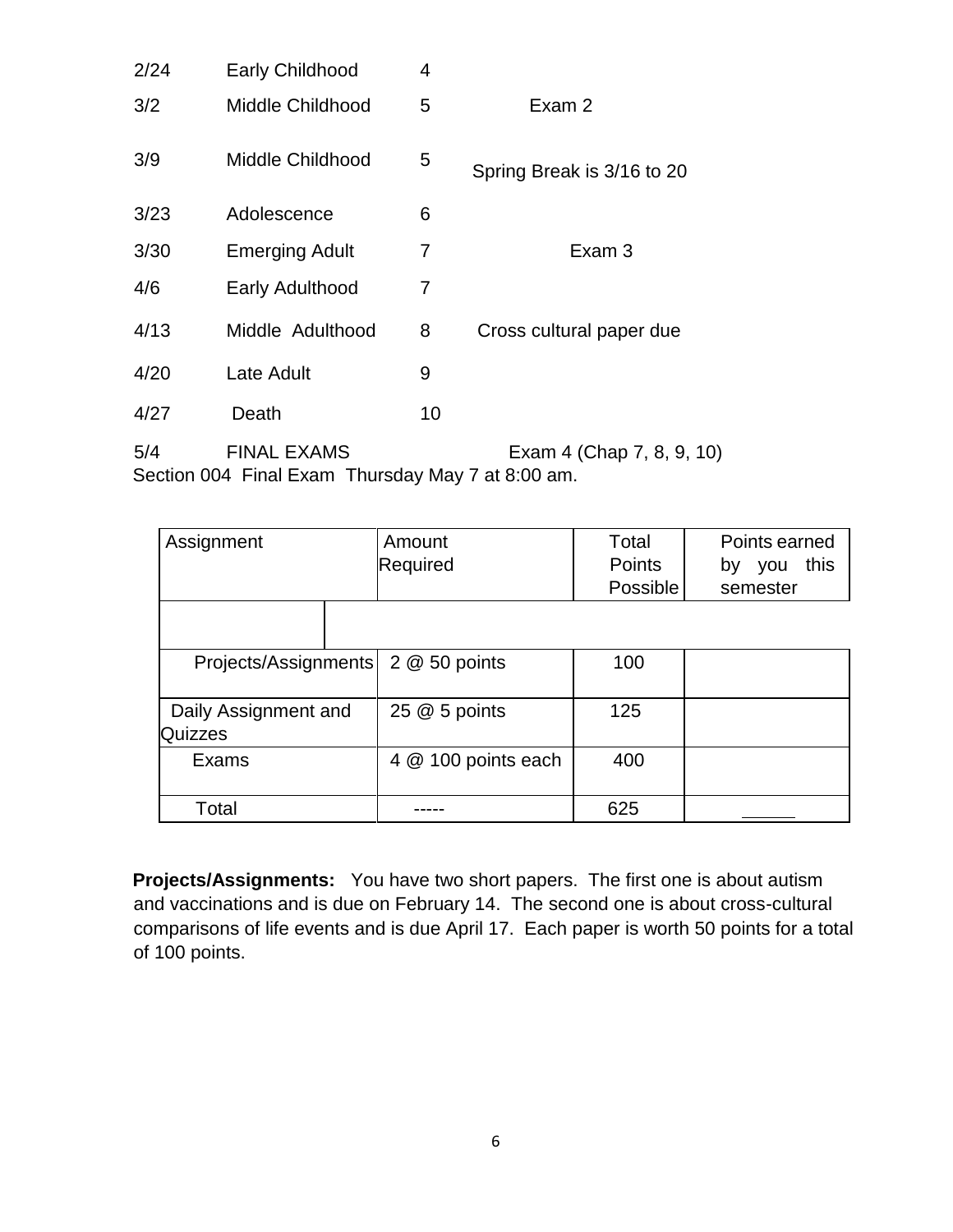| | | | |
|---|---|---|---|
| 2/24 | Early Childhood | 4 | |
| 3/2 | Middle Childhood | 5 | Exam 2 |
| 3/9 | Middle Childhood | 5 | Spring Break is 3/16 to 20 |
| 3/23 | Adolescence | 6 | |
| 3/30 | Emerging Adult | 7 | Exam 3 |
| 4/6 | Early Adulthood | 7 | |
| 4/13 | Middle Adulthood | 8 | Cross cultural paper due |
| 4/20 | Late Adult | 9 | |
| 4/27 | Death | 10 | |
| 5/4 | FINAL EXAMS | | Exam 4 (Chap 7, 8, 9, 10) |

Section 004 Final Exam Thursday May 7 at 8:00 am.

| Assignment | Amount Required | Total Points Possible | Points earned by you this semester |
|---|---|---|---|
| | | | |
| Projects/Assignments | 2 @ 50 points | 100 | |
| Daily Assignment and Quizzes | 25 @ 5 points | 125 | |
| Exams | 4 @ 100 points each | 400 | |
| Total | ----- | 625 | _____ |

**Projects/Assignments:** You have two short papers. The first one is about autism and vaccinations and is due on February 14. The second one is about cross-cultural comparisons of life events and is due April 17. Each paper is worth 50 points for a total of 100 points.